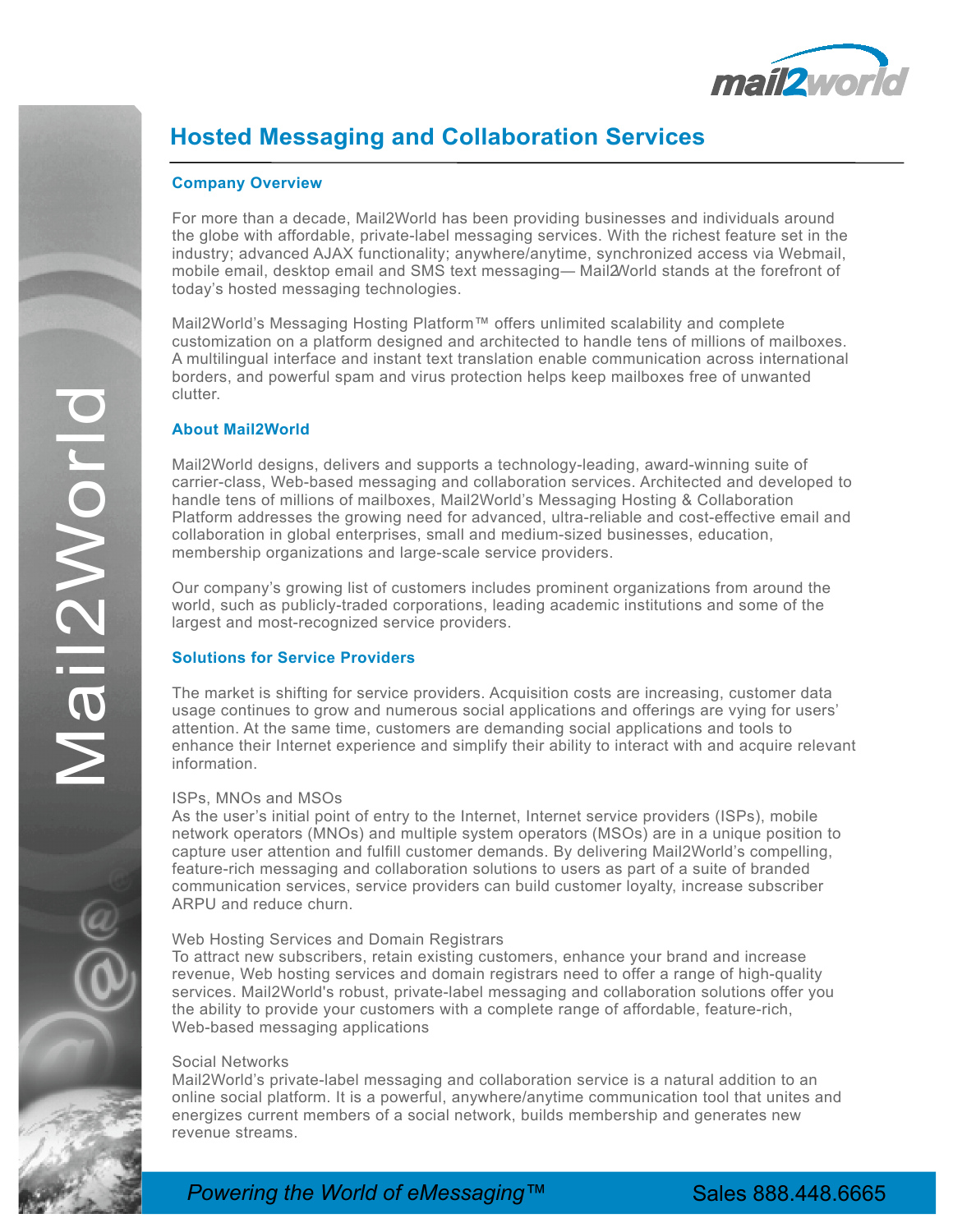# Hosted Messaging and Collaboration Services

## Company Overview

For more than a decade, Mail2World has been providing businesses and individuals around the globe with affordable, private-label messaging services. With the richest feature set in the industry; advanced AJAX functionality; anywhere/anytime, synchronized access via Webmail, mobile email, desktop email and SMS text messaging— Mail2World stands at the forefront of today's hosted messaging technologies.

Mail2World's Messaging Hosting Platform™ offers unlimited scalability and complete customization on a platform designed and architected to handle tens of millions of mailboxes. A multilingual interface and instant text translation enable communication across international borders, and powerful spam and virus protection helps keep mailboxes free of unwanted clutter.

## About Mail2World

Mail2World designs, delivers and supports a technology-leading, award-winning suite of carrier-class, Web-based messaging and collaboration services. Architected and developed to handle tens of millions of mailboxes, Mail2World's Messaging Hosting & Collaboration Platform addresses the growing need for advanced, ultra-reliable and cost-effective email and collaboration in global enterprises, small and medium-sized businesses, education, membership organizations and large-scale service providers.

Our company's growing list of customers includes prominent organizations from around the world, such as publicly-traded corporations, leading academic institutions and some of the largest and most-recognized service providers.

## Solutions for Service Providers

The market is shifting for service providers. Acquisition costs are increasing, customer data usage continues to grow and numerous social applications and offerings are vying for users' attention. At the same time, customers are demanding social applications and tools to enhance their Internet experience and simplify their ability to interact with and acquire relevant information.

### ISPs, MNOs and MSOs

As the user's initial point of entry to the Internet, Internet service providers (ISPs), mobile network operators (MNOs) and multiple system operators (MSOs) are in a unique position to capture user attention and fulfill customer demands. By delivering Mail2World's compelling, feature-rich messaging and collaboration solutions to users as part of a suite of branded communication services, service providers can build customer loyalty, increase subscriber ARPU and reduce churn.

### Web Hosting Services and Domain Registrars

To attract new subscribers, retain existing customers, enhance your brand and increase revenue, Web hosting services and domain registrars need to offer a range of high-quality services. Mail2World's robust, private-label messaging and collaboration solutions offer you the ability to provide your customers with a complete range of affordable, feature-rich, Web-based messaging applications

### Social Networks

Mail2World's private-label messaging and collaboration service is a natural addition to an online social platform. It is a powerful, anywhere/anytime communication tool that unites and energizes current members of a social network, builds membership and generates new revenue streams.

*Powering the World of eMessaging™* Sales 888.448.6665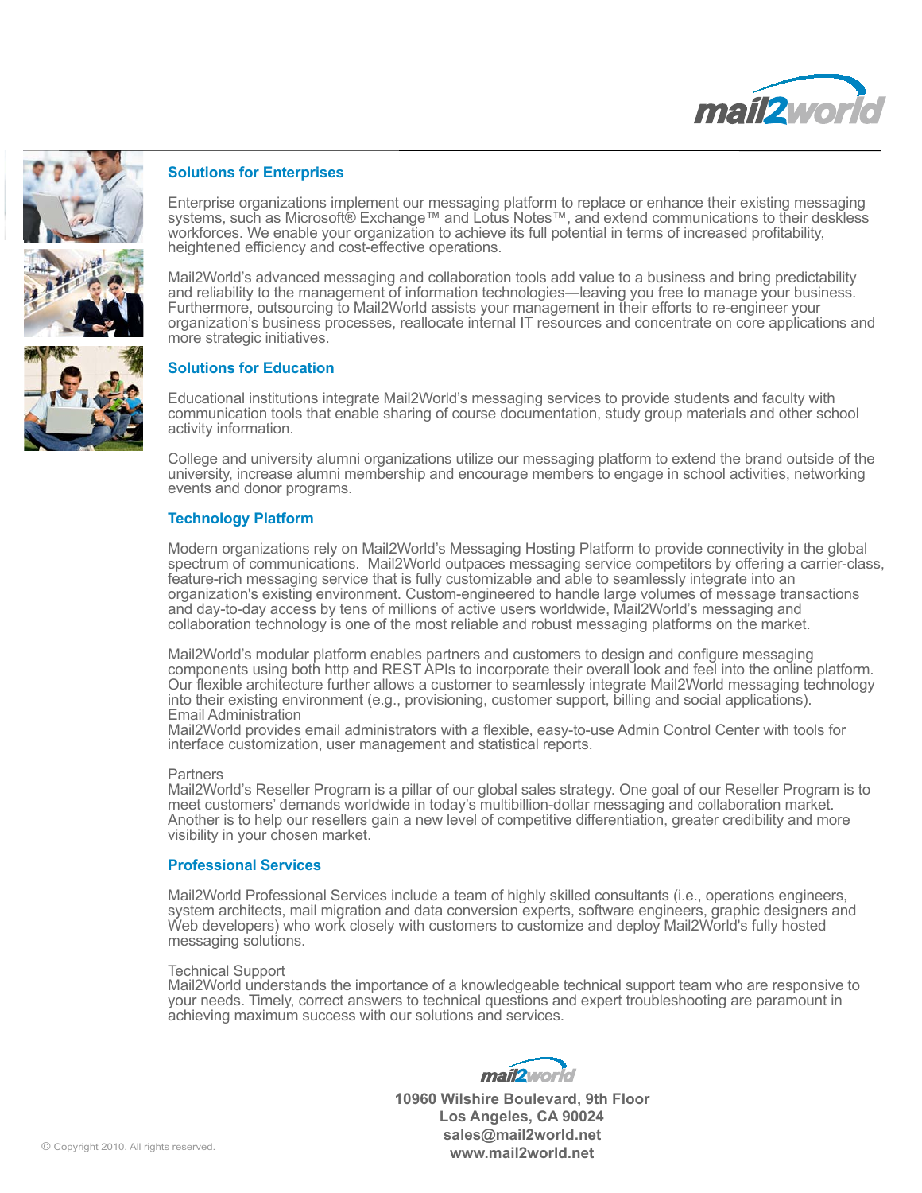## Solutions for Enterprises

Enterprise organizations implement our messaging platform to replace or enhance their existing messaging systems, such as Microsoft® Exchange™ and Lotus Notes™, and extend communications to their deskless workforces. We enable your organization to achieve its full potential in terms of increased profitability, heightened efficiency and cost-effective operations.

Mail2World's advanced messaging and collaboration tools add value to a business and bring predictability and reliability to the management of information technologies—leaving you free to manage your business. Furthermore, outsourcing to Mail2World assists your management in their efforts to re-engineer your organization's business processes, reallocate internal IT resources and concentrate on core applications and more strategic initiatives.

## Solutions for Education

Educational institutions integrate Mail2World's messaging services to provide students and faculty with communication tools that enable sharing of course documentation, study group materials and other school activity information.

College and university alumni organizations utilize our messaging platform to extend the brand outside of the university, increase alumni membership and encourage members to engage in school activities, networking events and donor programs.

## Technology Platform

Modern organizations rely on Mail2World's Messaging Hosting Platform to provide connectivity in the global spectrum of communications. Mail2World outpaces messaging service competitors by offering a carrier-class, feature-rich messaging service that is fully customizable and able to seamlessly integrate into an organization's existing environment. Custom-engineered to handle large volumes of message transactions and day-to-day access by tens of millions of active users worldwide, Mail2World's messaging and collaboration technology is one of the most reliable and robust messaging platforms on the market.

Mail2World's modular platform enables partners and customers to design and configure messaging components using both http and REST APIs to incorporate their overall look and feel into the online platform. Our flexible architecture further allows a customer to seamlessly integrate Mail2World messaging technology into their existing environment (e.g., provisioning, customer support, billing and social applications).

Email Administration

Mail2World provides email administrators with a flexible, easy-to-use Admin Control Center with tools for interface customization, user management and statistical reports.

Partners

Mail2World's Reseller Program is a pillar of our global sales strategy. One goal of our Reseller Program is to meet customers' demands worldwide in today's multibillion-dollar messaging and collaboration market. Another is to help our resellers gain a new level of competitive differentiation, greater credibility and more visibility in your chosen market.

## Professional Services

Mail2World Professional Services include a team of highly skilled consultants (i.e., operations engineers, system architects, mail migration and data conversion experts, software engineers, graphic designers and Web developers) who work closely with customers to customize and deploy Mail2World's fully hosted messaging solutions.

Technical Support

Mail2World understands the importance of a knowledgeable technical support team who are responsive to your needs. Timely, correct answers to technical questions and expert troubleshooting are paramount in achieving maximum success with our solutions and services.

**10960 Wilshire Boulevard, 9th Floor**
**Los Angeles, CA 90024**
**sales@mail2world.net**
**www.mail2world.net**

© Copyright 2010. All rights reserved.